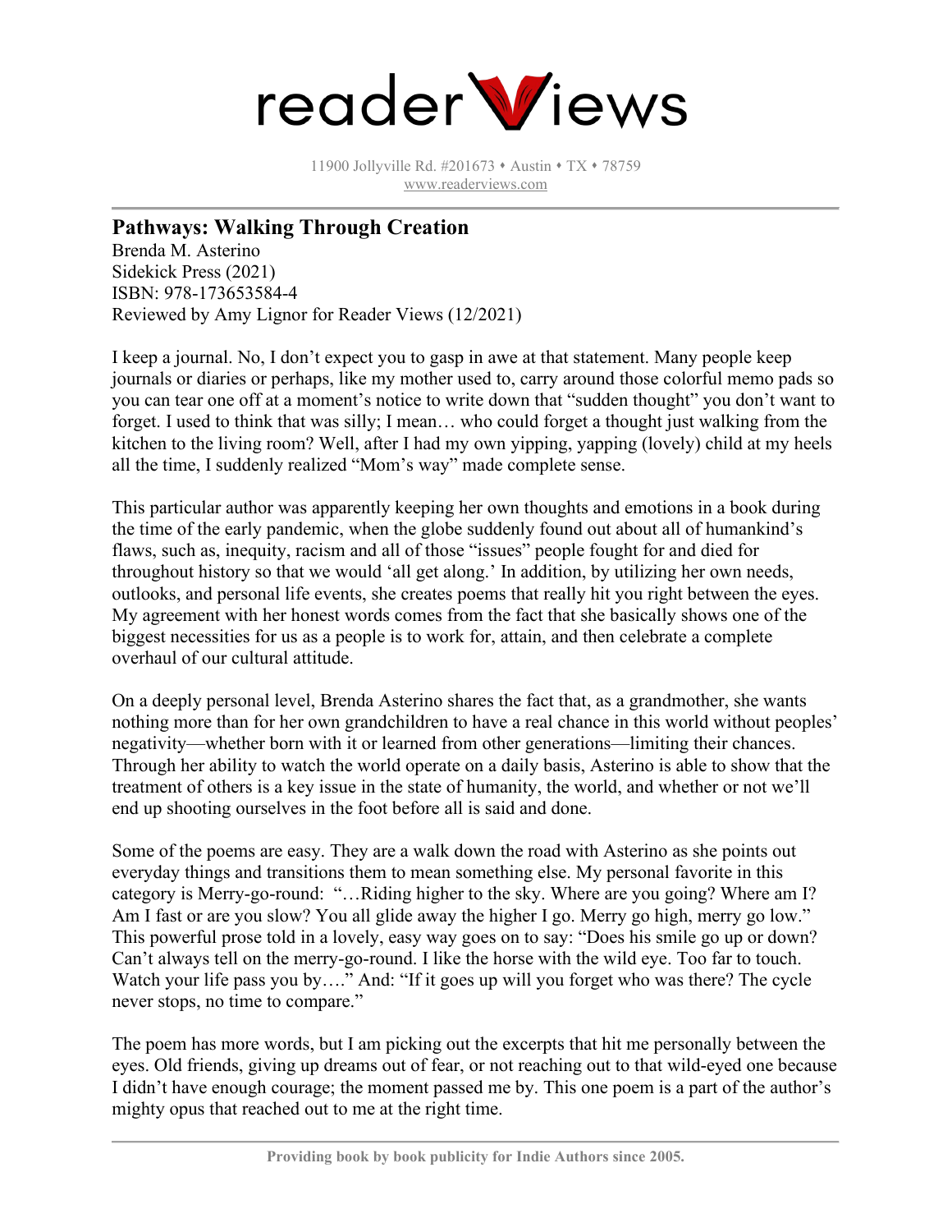# readerViews

11900 Jollyville Rd. #201673 • Austin • TX • 78759
www.readerviews.com

## Pathways: Walking Through Creation

Brenda M. Asterino
Sidekick Press (2021)
ISBN: 978-173653584-4
Reviewed by Amy Lignor for Reader Views (12/2021)

I keep a journal. No, I don't expect you to gasp in awe at that statement. Many people keep journals or diaries or perhaps, like my mother used to, carry around those colorful memo pads so you can tear one off at a moment's notice to write down that "sudden thought" you don't want to forget. I used to think that was silly; I mean… who could forget a thought just walking from the kitchen to the living room? Well, after I had my own yipping, yapping (lovely) child at my heels all the time, I suddenly realized "Mom's way" made complete sense.

This particular author was apparently keeping her own thoughts and emotions in a book during the time of the early pandemic, when the globe suddenly found out about all of humankind's flaws, such as, inequity, racism and all of those "issues" people fought for and died for throughout history so that we would 'all get along.' In addition, by utilizing her own needs, outlooks, and personal life events, she creates poems that really hit you right between the eyes. My agreement with her honest words comes from the fact that she basically shows one of the biggest necessities for us as a people is to work for, attain, and then celebrate a complete overhaul of our cultural attitude.

On a deeply personal level, Brenda Asterino shares the fact that, as a grandmother, she wants nothing more than for her own grandchildren to have a real chance in this world without peoples' negativity—whether born with it or learned from other generations—limiting their chances. Through her ability to watch the world operate on a daily basis, Asterino is able to show that the treatment of others is a key issue in the state of humanity, the world, and whether or not we'll end up shooting ourselves in the foot before all is said and done.

Some of the poems are easy. They are a walk down the road with Asterino as she points out everyday things and transitions them to mean something else. My personal favorite in this category is Merry-go-round: "…Riding higher to the sky. Where are you going? Where am I? Am I fast or are you slow? You all glide away the higher I go. Merry go high, merry go low." This powerful prose told in a lovely, easy way goes on to say: "Does his smile go up or down? Can't always tell on the merry-go-round. I like the horse with the wild eye. Too far to touch. Watch your life pass you by…." And: "If it goes up will you forget who was there? The cycle never stops, no time to compare."

The poem has more words, but I am picking out the excerpts that hit me personally between the eyes. Old friends, giving up dreams out of fear, or not reaching out to that wild-eyed one because I didn't have enough courage; the moment passed me by. This one poem is a part of the author's mighty opus that reached out to me at the right time.

Providing book by book publicity for Indie Authors since 2005.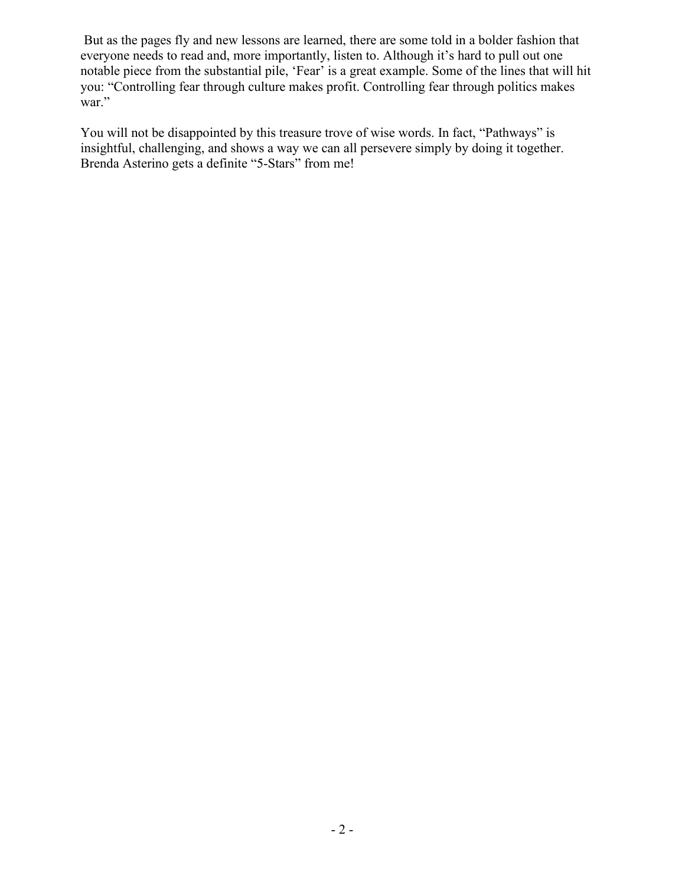But as the pages fly and new lessons are learned, there are some told in a bolder fashion that everyone needs to read and, more importantly, listen to. Although it's hard to pull out one notable piece from the substantial pile, 'Fear' is a great example. Some of the lines that will hit you: "Controlling fear through culture makes profit. Controlling fear through politics makes war."

You will not be disappointed by this treasure trove of wise words. In fact, "Pathways" is insightful, challenging, and shows a way we can all persevere simply by doing it together. Brenda Asterino gets a definite "5-Stars" from me!